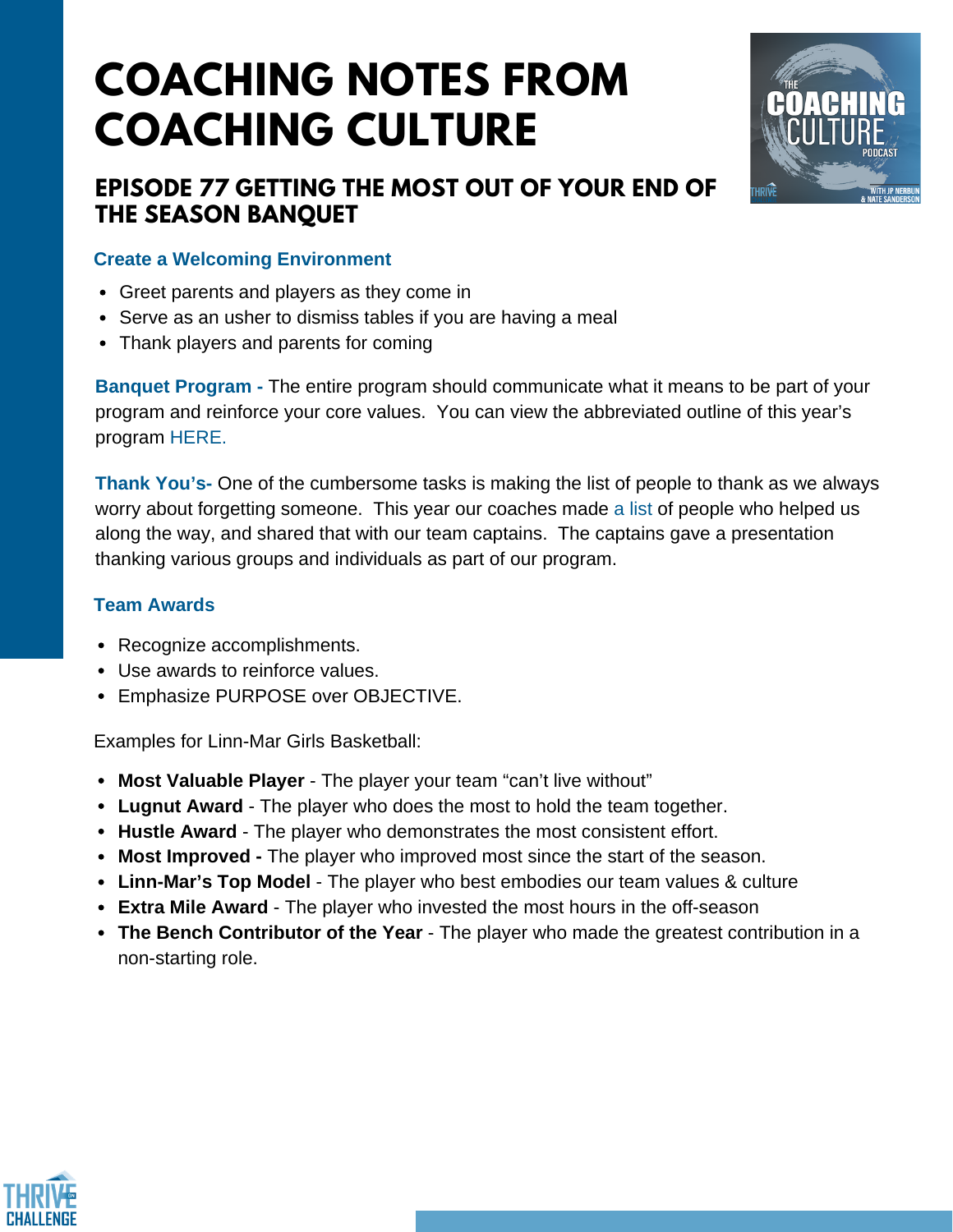# COACHING NOTES FROM COACHING CULTURE

## EPISODE 77 GETTING THE MOST OUT OF YOUR END OF THE SEASON BANQUET

### Create a Welcoming Environment

- Greet parents and players as they come in
- Serve as an usher to dismiss tables if you are having a meal
- Thank players and parents for coming

**Banquet Program -** The entire program should communicate what it means to be part of your program and reinforce your core values. You can view the abbreviated outline of this year's program HERE.

**Thank You's-** One of the cumbersome tasks is making the list of people to thank as we always worry about forgetting someone. This year our coaches made a list of people who helped us along the way, and shared that with our team captains. The captains gave a presentation thanking various groups and individuals as part of our program.

### Team Awards

- Recognize accomplishments.
- Use awards to reinforce values.
- Emphasize PURPOSE over OBJECTIVE.

Examples for Linn-Mar Girls Basketball:

- **Most Valuable Player** - The player your team "can't live without"
- **Lugnut Award** - The player who does the most to hold the team together.
- **Hustle Award** - The player who demonstrates the most consistent effort.
- **Most Improved -** The player who improved most since the start of the season.
- **Linn-Mar's Top Model** - The player who best embodies our team values & culture
- **Extra Mile Award** - The player who invested the most hours in the off-season
- **The Bench Contributor of the Year** - The player who made the greatest contribution in a non-starting role.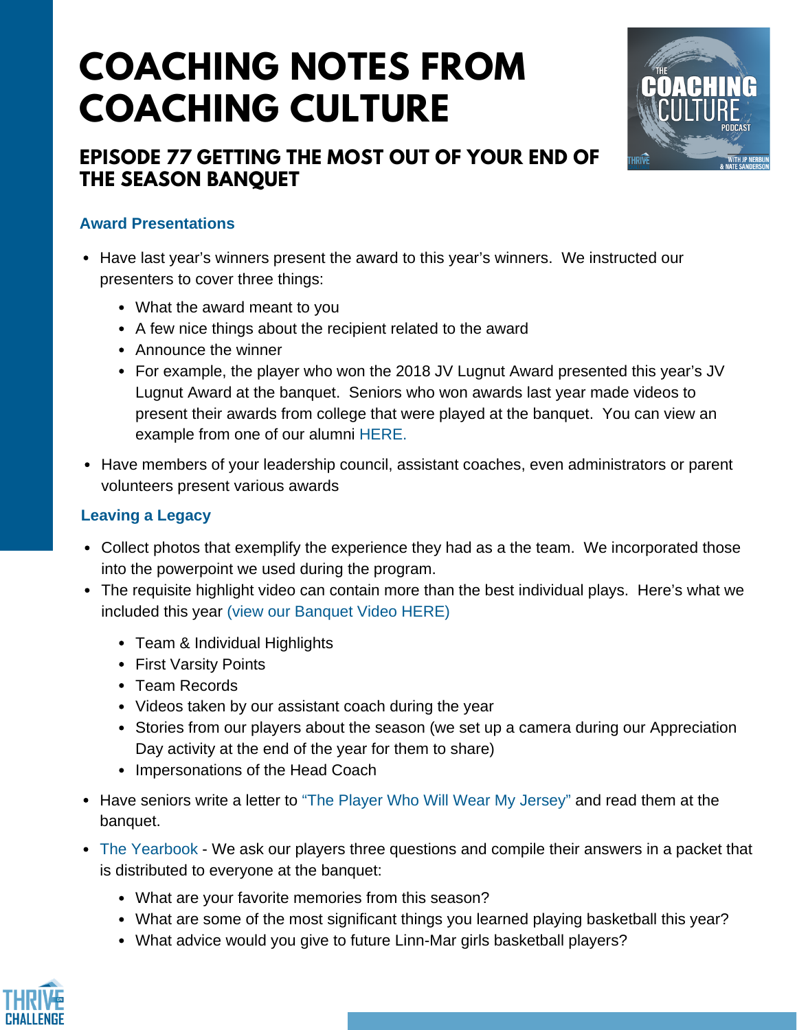# COACHING NOTES FROM COACHING CULTURE

## EPISODE 77 GETTING THE MOST OUT OF YOUR END OF THE SEASON BANQUET

### Award Presentations

- Have last year's winners present the award to this year's winners. We instructed our presenters to cover three things:
  - What the award meant to you
  - A few nice things about the recipient related to the award
  - Announce the winner
  - For example, the player who won the 2018 JV Lugnut Award presented this year's JV Lugnut Award at the banquet. Seniors who won awards last year made videos to present their awards from college that were played at the banquet. You can view an example from one of our alumni HERE.
- Have members of your leadership council, assistant coaches, even administrators or parent volunteers present various awards

### Leaving a Legacy

- Collect photos that exemplify the experience they had as a the team. We incorporated those into the powerpoint we used during the program.
- The requisite highlight video can contain more than the best individual plays. Here's what we included this year (view our Banquet Video HERE)
  - Team & Individual Highlights
  - First Varsity Points
  - Team Records
  - Videos taken by our assistant coach during the year
  - Stories from our players about the season (we set up a camera during our Appreciation Day activity at the end of the year for them to share)
  - Impersonations of the Head Coach
- Have seniors write a letter to "The Player Who Will Wear My Jersey" and read them at the banquet.
- The Yearbook - We ask our players three questions and compile their answers in a packet that is distributed to everyone at the banquet:
  - What are your favorite memories from this season?
  - What are some of the most significant things you learned playing basketball this year?
  - What advice would you give to future Linn-Mar girls basketball players?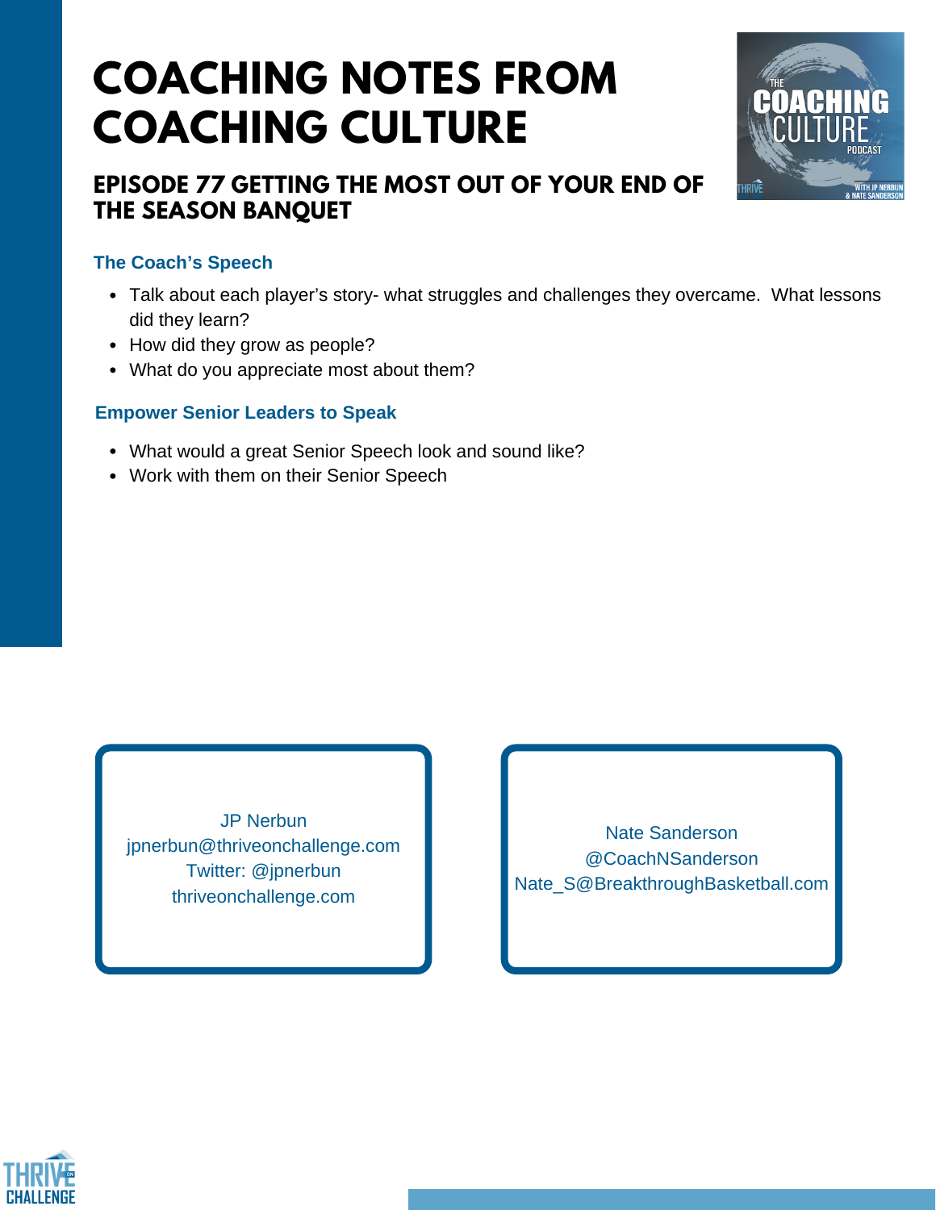# COACHING NOTES FROM COACHING CULTURE

## EPISODE 77 GETTING THE MOST OUT OF YOUR END OF THE SEASON BANQUET

### The Coach's Speech

- Talk about each player's story- what struggles and challenges they overcame. What lessons did they learn?
- How did they grow as people?
- What do you appreciate most about them?

### Empower Senior Leaders to Speak

- What would a great Senior Speech look and sound like?
- Work with them on their Senior Speech

JP Nerbun
jpnerbun@thriveonchallenge.com
Twitter: @jpnerbun
thriveonchallenge.com

Nate Sanderson
@CoachNSanderson
Nate_S@BreakthroughBasketball.com